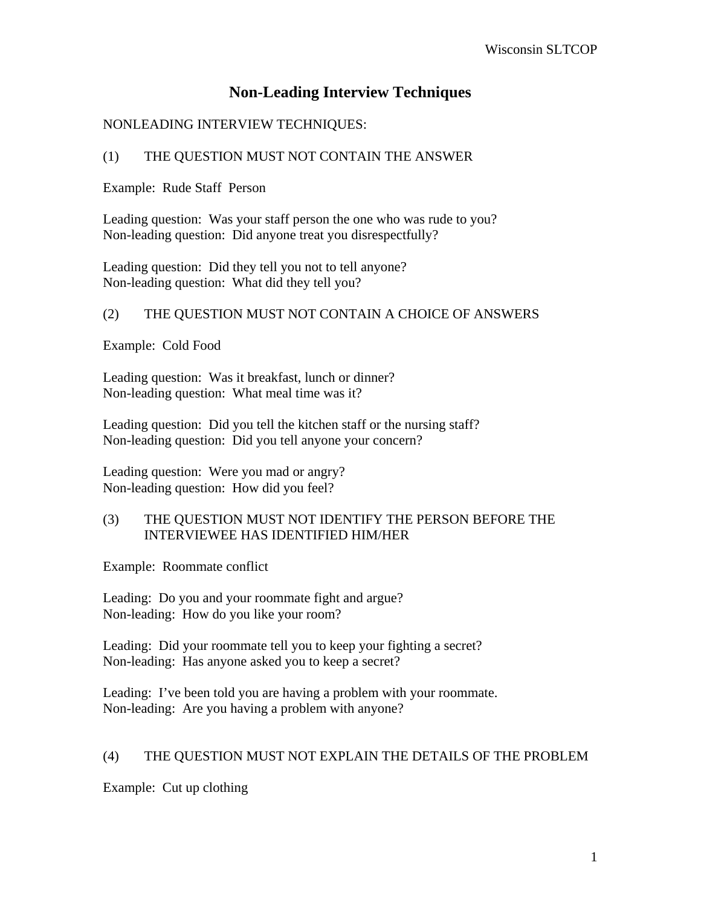# Non-Leading Interview Techniques

NONLEADING INTERVIEW TECHNIQUES:

(1) THE QUESTION MUST NOT CONTAIN THE ANSWER

Example: Rude Staff Person

Leading question: Was your staff person the one who was rude to you?
Non-leading question: Did anyone treat you disrespectfully?

Leading question: Did they tell you not to tell anyone?
Non-leading question: What did they tell you?

(2) THE QUESTION MUST NOT CONTAIN A CHOICE OF ANSWERS

Example: Cold Food

Leading question: Was it breakfast, lunch or dinner?
Non-leading question: What meal time was it?

Leading question: Did you tell the kitchen staff or the nursing staff?
Non-leading question: Did you tell anyone your concern?

Leading question: Were you mad or angry?
Non-leading question: How did you feel?

(3) THE QUESTION MUST NOT IDENTIFY THE PERSON BEFORE THE INTERVIEWEE HAS IDENTIFIED HIM/HER

Example: Roommate conflict

Leading: Do you and your roommate fight and argue?
Non-leading: How do you like your room?

Leading: Did your roommate tell you to keep your fighting a secret?
Non-leading: Has anyone asked you to keep a secret?

Leading: I've been told you are having a problem with your roommate.
Non-leading: Are you having a problem with anyone?

(4) THE QUESTION MUST NOT EXPLAIN THE DETAILS OF THE PROBLEM

Example: Cut up clothing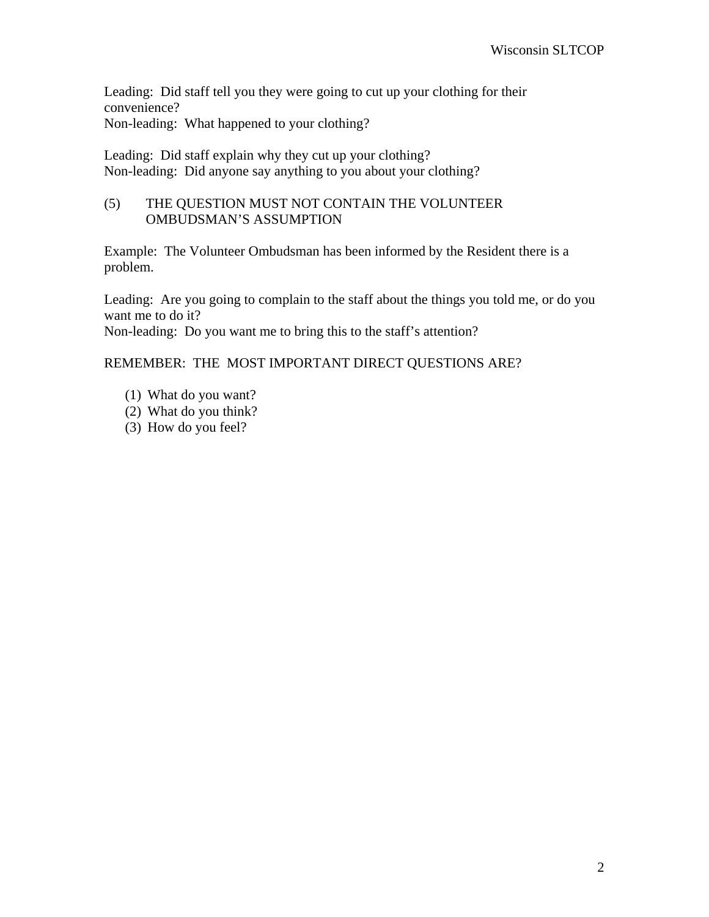Leading: Did staff tell you they were going to cut up your clothing for their convenience?
Non-leading: What happened to your clothing?

Leading: Did staff explain why they cut up your clothing?
Non-leading: Did anyone say anything to you about your clothing?

(5) THE QUESTION MUST NOT CONTAIN THE VOLUNTEER OMBUDSMAN'S ASSUMPTION

Example: The Volunteer Ombudsman has been informed by the Resident there is a problem.

Leading: Are you going to complain to the staff about the things you told me, or do you want me to do it?
Non-leading: Do you want me to bring this to the staff's attention?

REMEMBER: THE MOST IMPORTANT DIRECT QUESTIONS ARE?

(1) What do you want?
(2) What do you think?
(3) How do you feel?